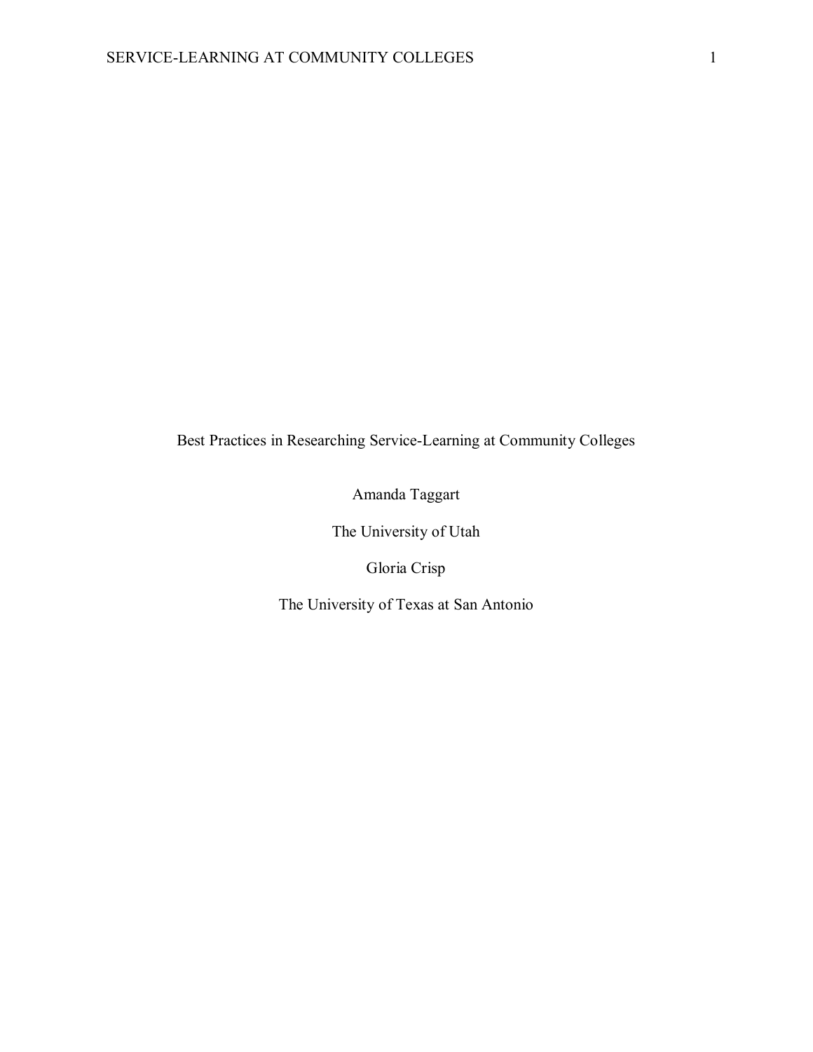# Best Practices in Researching Service-Learning at Community Colleges

Amanda Taggart

The University of Utah

Gloria Crisp

The University of Texas at San Antonio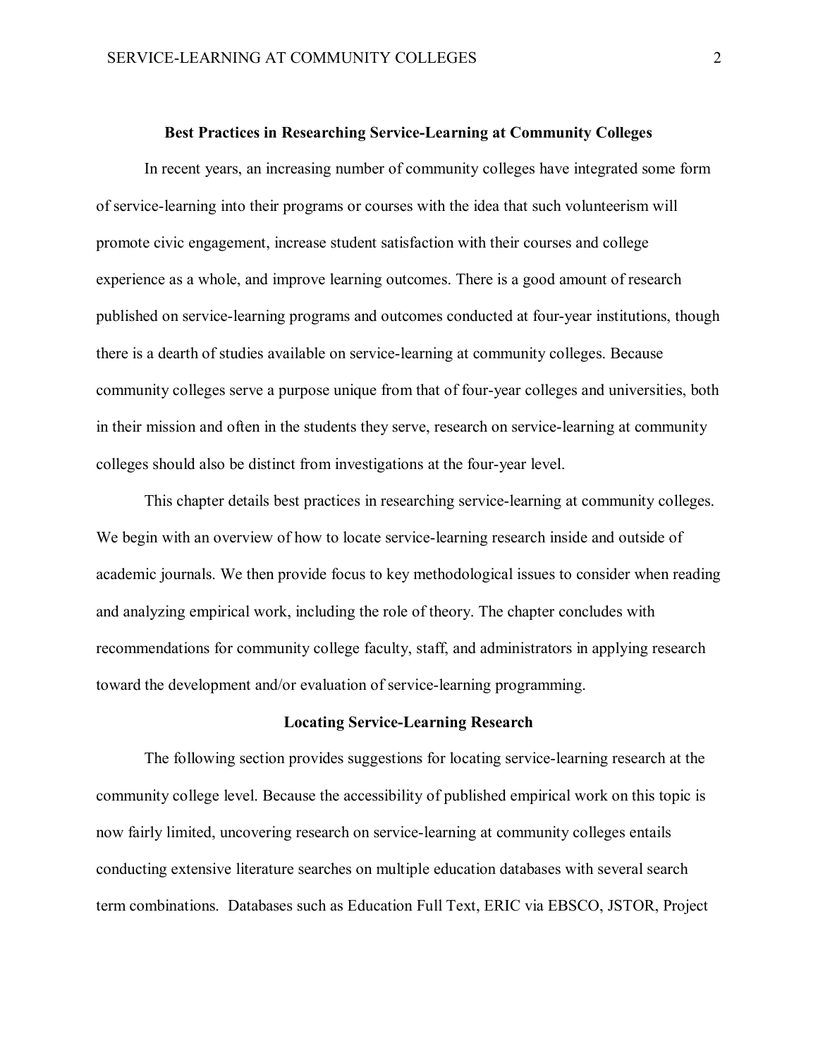## Best Practices in Researching Service-Learning at Community Colleges

In recent years, an increasing number of community colleges have integrated some form of service-learning into their programs or courses with the idea that such volunteerism will promote civic engagement, increase student satisfaction with their courses and college experience as a whole, and improve learning outcomes. There is a good amount of research published on service-learning programs and outcomes conducted at four-year institutions, though there is a dearth of studies available on service-learning at community colleges. Because community colleges serve a purpose unique from that of four-year colleges and universities, both in their mission and often in the students they serve, research on service-learning at community colleges should also be distinct from investigations at the four-year level.

This chapter details best practices in researching service-learning at community colleges. We begin with an overview of how to locate service-learning research inside and outside of academic journals. We then provide focus to key methodological issues to consider when reading and analyzing empirical work, including the role of theory. The chapter concludes with recommendations for community college faculty, staff, and administrators in applying research toward the development and/or evaluation of service-learning programming.

## Locating Service-Learning Research

The following section provides suggestions for locating service-learning research at the community college level. Because the accessibility of published empirical work on this topic is now fairly limited, uncovering research on service-learning at community colleges entails conducting extensive literature searches on multiple education databases with several search term combinations. Databases such as Education Full Text, ERIC via EBSCO, JSTOR, Project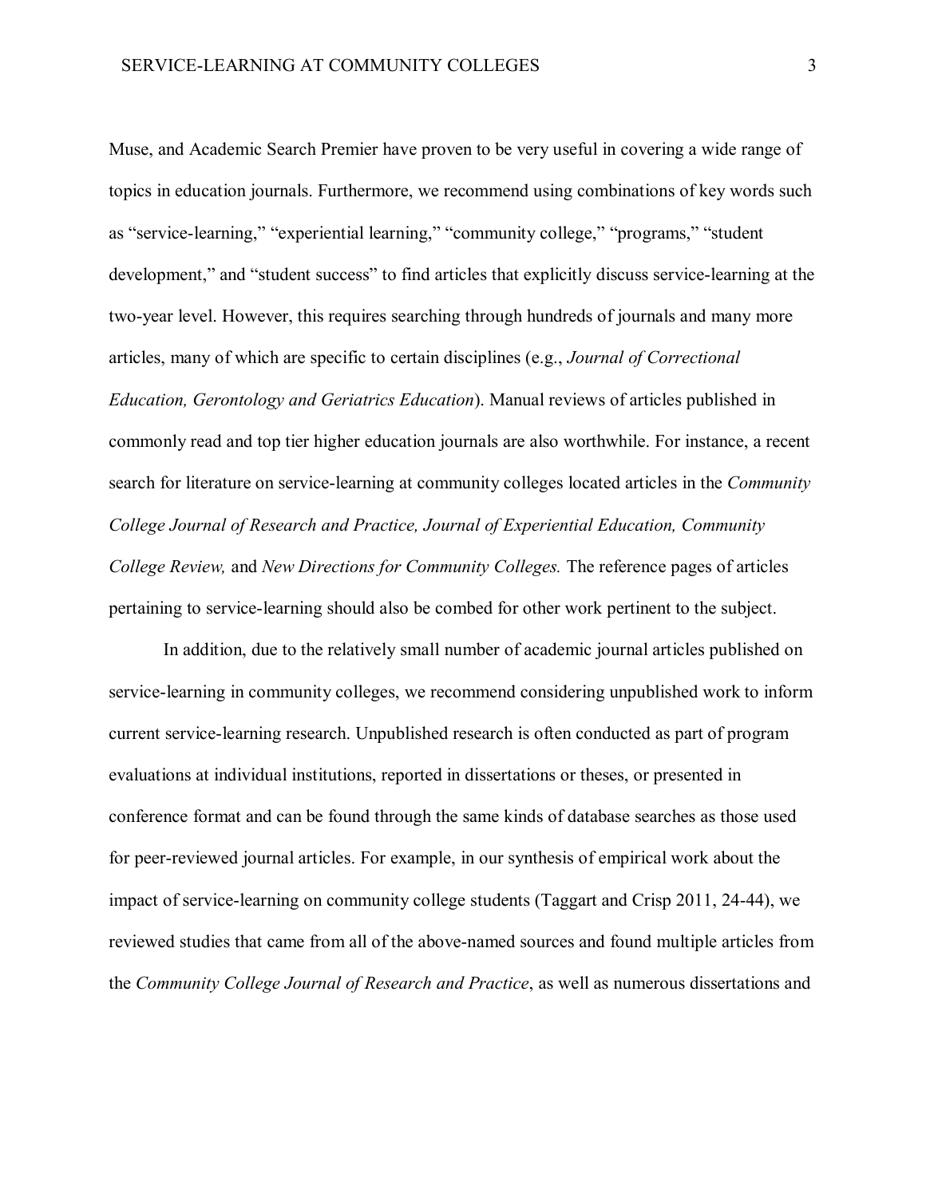Muse, and Academic Search Premier have proven to be very useful in covering a wide range of topics in education journals. Furthermore, we recommend using combinations of key words such as "service-learning," "experiential learning," "community college," "programs," "student development," and "student success" to find articles that explicitly discuss service-learning at the two-year level. However, this requires searching through hundreds of journals and many more articles, many of which are specific to certain disciplines (e.g., *Journal of Correctional Education, Gerontology and Geriatrics Education*). Manual reviews of articles published in commonly read and top tier higher education journals are also worthwhile. For instance, a recent search for literature on service-learning at community colleges located articles in the *Community College Journal of Research and Practice, Journal of Experiential Education, Community College Review,* and *New Directions for Community Colleges.* The reference pages of articles pertaining to service-learning should also be combed for other work pertinent to the subject.

In addition, due to the relatively small number of academic journal articles published on service-learning in community colleges, we recommend considering unpublished work to inform current service-learning research. Unpublished research is often conducted as part of program evaluations at individual institutions, reported in dissertations or theses, or presented in conference format and can be found through the same kinds of database searches as those used for peer-reviewed journal articles. For example, in our synthesis of empirical work about the impact of service-learning on community college students (Taggart and Crisp 2011, 24-44), we reviewed studies that came from all of the above-named sources and found multiple articles from the *Community College Journal of Research and Practice*, as well as numerous dissertations and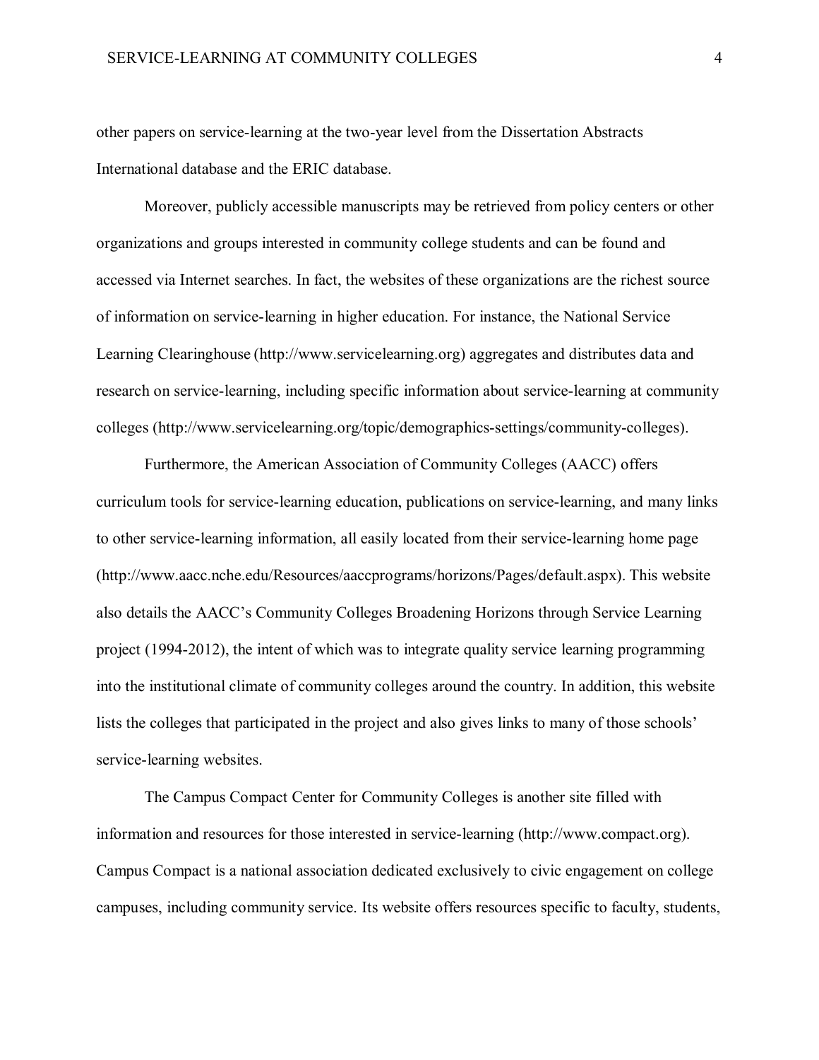other papers on service-learning at the two-year level from the Dissertation Abstracts International database and the ERIC database.

Moreover, publicly accessible manuscripts may be retrieved from policy centers or other organizations and groups interested in community college students and can be found and accessed via Internet searches. In fact, the websites of these organizations are the richest source of information on service-learning in higher education. For instance, the National Service Learning Clearinghouse (http://www.servicelearning.org) aggregates and distributes data and research on service-learning, including specific information about service-learning at community colleges (http://www.servicelearning.org/topic/demographics-settings/community-colleges).

Furthermore, the American Association of Community Colleges (AACC) offers curriculum tools for service-learning education, publications on service-learning, and many links to other service-learning information, all easily located from their service-learning home page (http://www.aacc.nche.edu/Resources/aaccprograms/horizons/Pages/default.aspx). This website also details the AACC's Community Colleges Broadening Horizons through Service Learning project (1994-2012), the intent of which was to integrate quality service learning programming into the institutional climate of community colleges around the country. In addition, this website lists the colleges that participated in the project and also gives links to many of those schools' service-learning websites.

The Campus Compact Center for Community Colleges is another site filled with information and resources for those interested in service-learning (http://www.compact.org). Campus Compact is a national association dedicated exclusively to civic engagement on college campuses, including community service. Its website offers resources specific to faculty, students,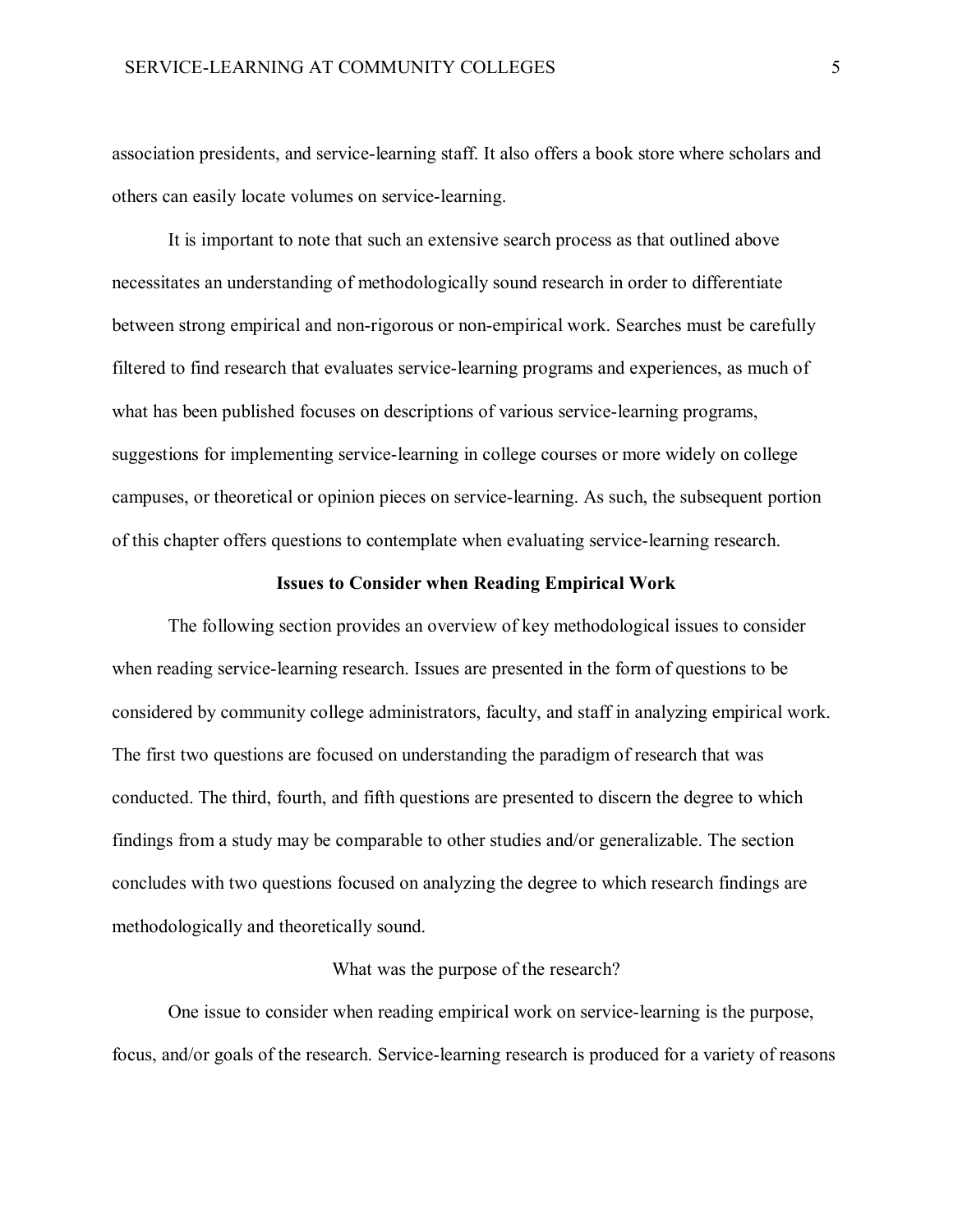association presidents, and service-learning staff. It also offers a book store where scholars and others can easily locate volumes on service-learning.

It is important to note that such an extensive search process as that outlined above necessitates an understanding of methodologically sound research in order to differentiate between strong empirical and non-rigorous or non-empirical work. Searches must be carefully filtered to find research that evaluates service-learning programs and experiences, as much of what has been published focuses on descriptions of various service-learning programs, suggestions for implementing service-learning in college courses or more widely on college campuses, or theoretical or opinion pieces on service-learning. As such, the subsequent portion of this chapter offers questions to contemplate when evaluating service-learning research.

## Issues to Consider when Reading Empirical Work

The following section provides an overview of key methodological issues to consider when reading service-learning research. Issues are presented in the form of questions to be considered by community college administrators, faculty, and staff in analyzing empirical work. The first two questions are focused on understanding the paradigm of research that was conducted. The third, fourth, and fifth questions are presented to discern the degree to which findings from a study may be comparable to other studies and/or generalizable. The section concludes with two questions focused on analyzing the degree to which research findings are methodologically and theoretically sound.

### What was the purpose of the research?

One issue to consider when reading empirical work on service-learning is the purpose, focus, and/or goals of the research. Service-learning research is produced for a variety of reasons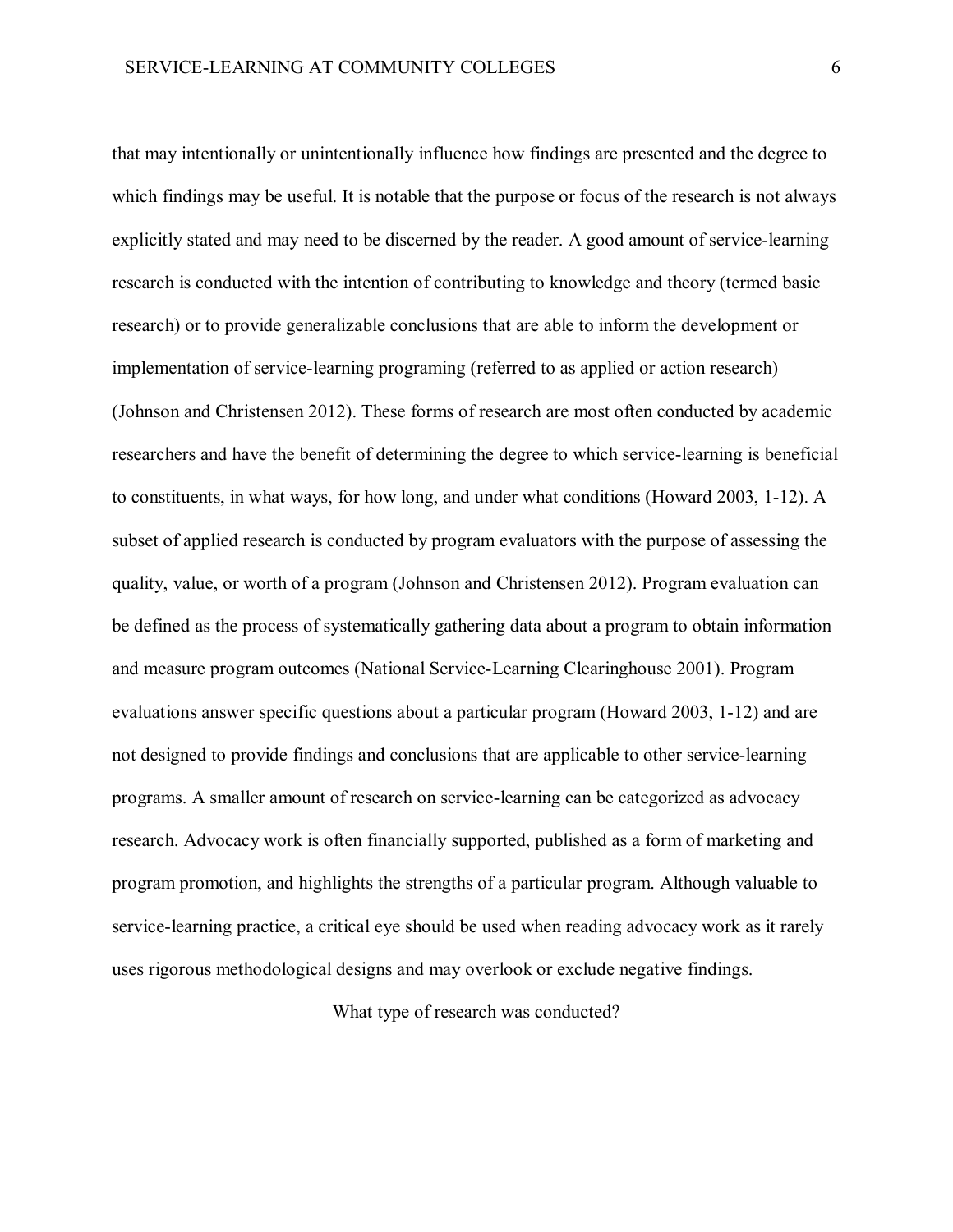that may intentionally or unintentionally influence how findings are presented and the degree to which findings may be useful. It is notable that the purpose or focus of the research is not always explicitly stated and may need to be discerned by the reader. A good amount of service-learning research is conducted with the intention of contributing to knowledge and theory (termed basic research) or to provide generalizable conclusions that are able to inform the development or implementation of service-learning programing (referred to as applied or action research) (Johnson and Christensen 2012). These forms of research are most often conducted by academic researchers and have the benefit of determining the degree to which service-learning is beneficial to constituents, in what ways, for how long, and under what conditions (Howard 2003, 1-12). A subset of applied research is conducted by program evaluators with the purpose of assessing the quality, value, or worth of a program (Johnson and Christensen 2012). Program evaluation can be defined as the process of systematically gathering data about a program to obtain information and measure program outcomes (National Service-Learning Clearinghouse 2001). Program evaluations answer specific questions about a particular program (Howard 2003, 1-12) and are not designed to provide findings and conclusions that are applicable to other service-learning programs. A smaller amount of research on service-learning can be categorized as advocacy research. Advocacy work is often financially supported, published as a form of marketing and program promotion, and highlights the strengths of a particular program. Although valuable to service-learning practice, a critical eye should be used when reading advocacy work as it rarely uses rigorous methodological designs and may overlook or exclude negative findings.

## What type of research was conducted?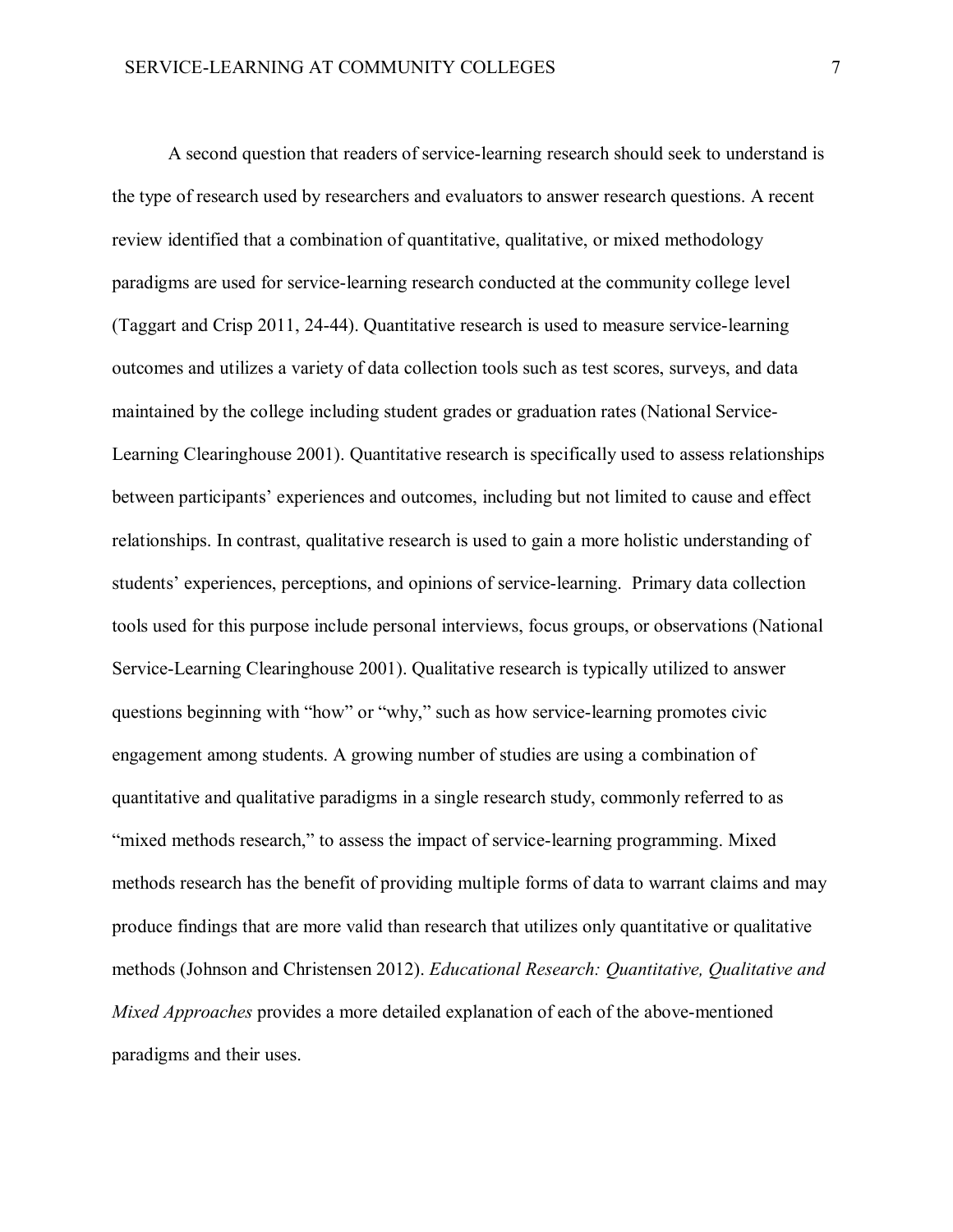A second question that readers of service-learning research should seek to understand is the type of research used by researchers and evaluators to answer research questions. A recent review identified that a combination of quantitative, qualitative, or mixed methodology paradigms are used for service-learning research conducted at the community college level (Taggart and Crisp 2011, 24-44). Quantitative research is used to measure service-learning outcomes and utilizes a variety of data collection tools such as test scores, surveys, and data maintained by the college including student grades or graduation rates (National Service-Learning Clearinghouse 2001). Quantitative research is specifically used to assess relationships between participants' experiences and outcomes, including but not limited to cause and effect relationships. In contrast, qualitative research is used to gain a more holistic understanding of students' experiences, perceptions, and opinions of service-learning. Primary data collection tools used for this purpose include personal interviews, focus groups, or observations (National Service-Learning Clearinghouse 2001). Qualitative research is typically utilized to answer questions beginning with "how" or "why," such as how service-learning promotes civic engagement among students. A growing number of studies are using a combination of quantitative and qualitative paradigms in a single research study, commonly referred to as "mixed methods research," to assess the impact of service-learning programming. Mixed methods research has the benefit of providing multiple forms of data to warrant claims and may produce findings that are more valid than research that utilizes only quantitative or qualitative methods (Johnson and Christensen 2012). *Educational Research: Quantitative, Qualitative and Mixed Approaches* provides a more detailed explanation of each of the above-mentioned paradigms and their uses.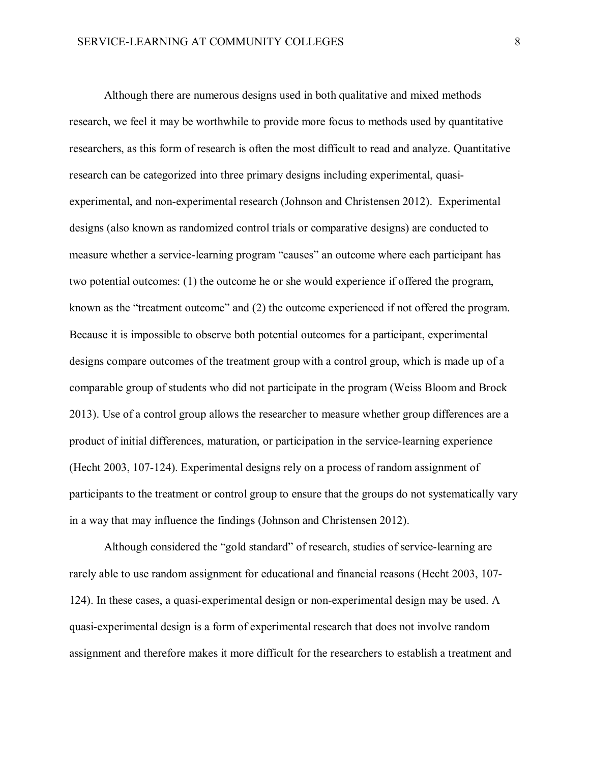Although there are numerous designs used in both qualitative and mixed methods research, we feel it may be worthwhile to provide more focus to methods used by quantitative researchers, as this form of research is often the most difficult to read and analyze. Quantitative research can be categorized into three primary designs including experimental, quasi-experimental, and non-experimental research (Johnson and Christensen 2012). Experimental designs (also known as randomized control trials or comparative designs) are conducted to measure whether a service-learning program "causes" an outcome where each participant has two potential outcomes: (1) the outcome he or she would experience if offered the program, known as the "treatment outcome" and (2) the outcome experienced if not offered the program. Because it is impossible to observe both potential outcomes for a participant, experimental designs compare outcomes of the treatment group with a control group, which is made up of a comparable group of students who did not participate in the program (Weiss Bloom and Brock 2013). Use of a control group allows the researcher to measure whether group differences are a product of initial differences, maturation, or participation in the service-learning experience (Hecht 2003, 107-124). Experimental designs rely on a process of random assignment of participants to the treatment or control group to ensure that the groups do not systematically vary in a way that may influence the findings (Johnson and Christensen 2012).

Although considered the "gold standard" of research, studies of service-learning are rarely able to use random assignment for educational and financial reasons (Hecht 2003, 107-124). In these cases, a quasi-experimental design or non-experimental design may be used. A quasi-experimental design is a form of experimental research that does not involve random assignment and therefore makes it more difficult for the researchers to establish a treatment and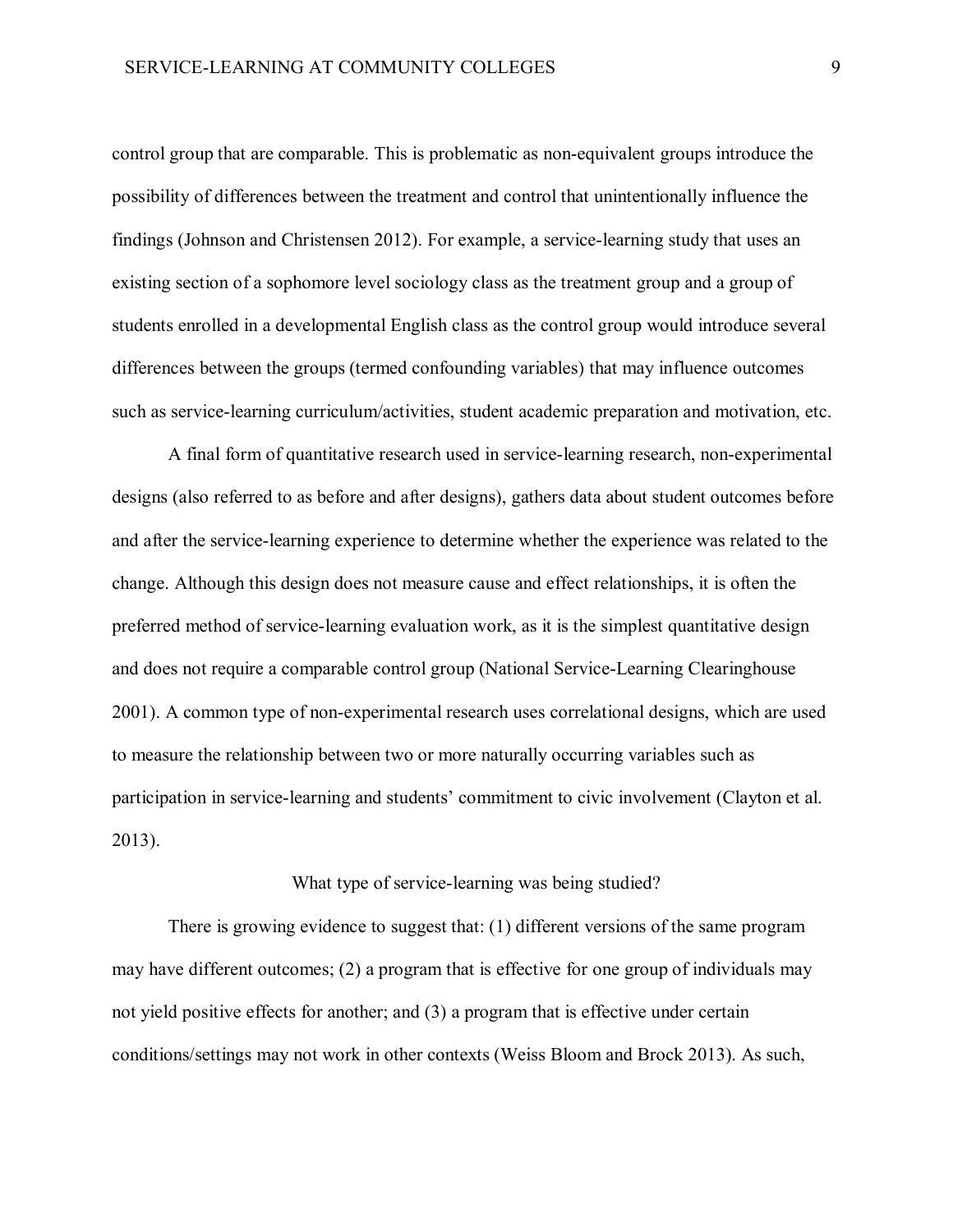control group that are comparable. This is problematic as non-equivalent groups introduce the possibility of differences between the treatment and control that unintentionally influence the findings (Johnson and Christensen 2012). For example, a service-learning study that uses an existing section of a sophomore level sociology class as the treatment group and a group of students enrolled in a developmental English class as the control group would introduce several differences between the groups (termed confounding variables) that may influence outcomes such as service-learning curriculum/activities, student academic preparation and motivation, etc.

A final form of quantitative research used in service-learning research, non-experimental designs (also referred to as before and after designs), gathers data about student outcomes before and after the service-learning experience to determine whether the experience was related to the change. Although this design does not measure cause and effect relationships, it is often the preferred method of service-learning evaluation work, as it is the simplest quantitative design and does not require a comparable control group (National Service-Learning Clearinghouse 2001). A common type of non-experimental research uses correlational designs, which are used to measure the relationship between two or more naturally occurring variables such as participation in service-learning and students' commitment to civic involvement (Clayton et al. 2013).

## What type of service-learning was being studied?

There is growing evidence to suggest that: (1) different versions of the same program may have different outcomes; (2) a program that is effective for one group of individuals may not yield positive effects for another; and (3) a program that is effective under certain conditions/settings may not work in other contexts (Weiss Bloom and Brock 2013). As such,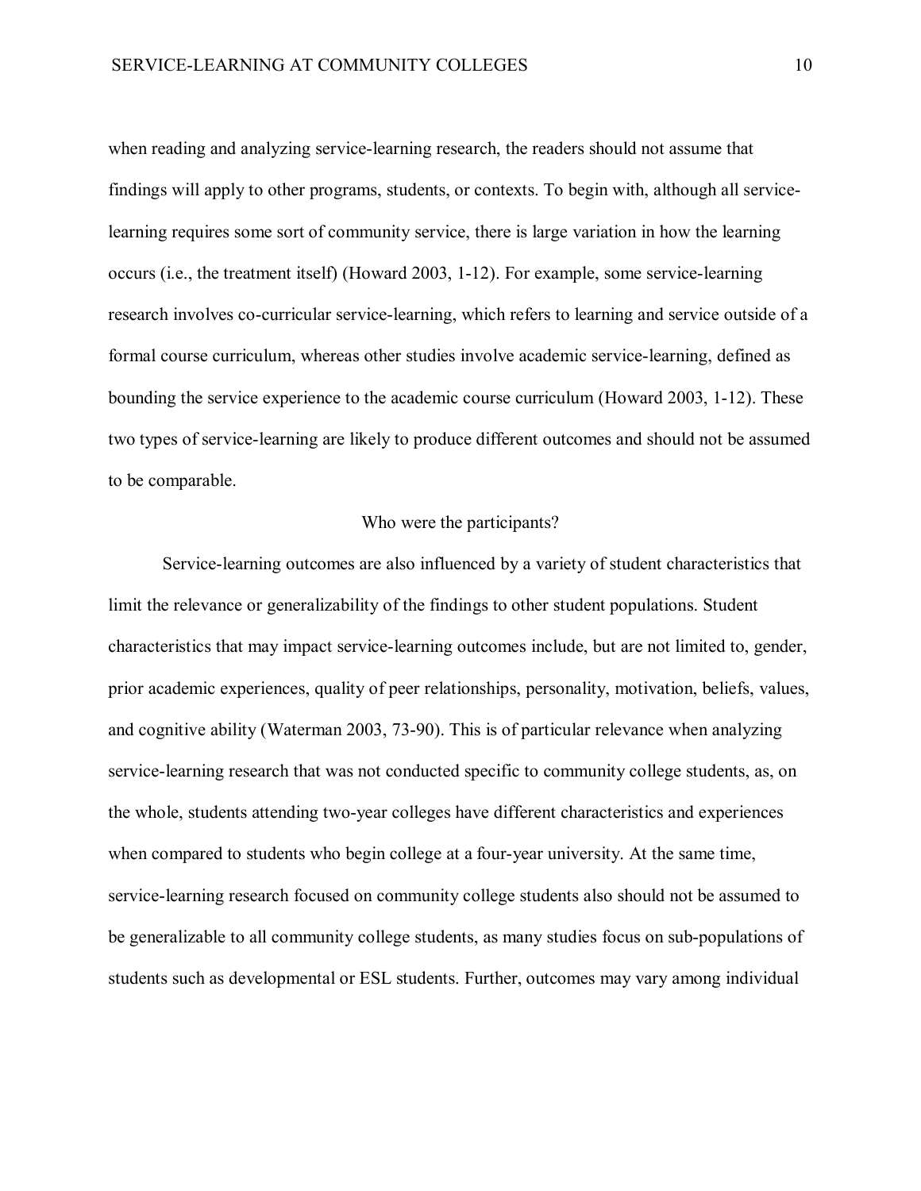when reading and analyzing service-learning research, the readers should not assume that findings will apply to other programs, students, or contexts. To begin with, although all service-learning requires some sort of community service, there is large variation in how the learning occurs (i.e., the treatment itself) (Howard 2003, 1-12). For example, some service-learning research involves co-curricular service-learning, which refers to learning and service outside of a formal course curriculum, whereas other studies involve academic service-learning, defined as bounding the service experience to the academic course curriculum (Howard 2003, 1-12). These two types of service-learning are likely to produce different outcomes and should not be assumed to be comparable.

## Who were the participants?

Service-learning outcomes are also influenced by a variety of student characteristics that limit the relevance or generalizability of the findings to other student populations. Student characteristics that may impact service-learning outcomes include, but are not limited to, gender, prior academic experiences, quality of peer relationships, personality, motivation, beliefs, values, and cognitive ability (Waterman 2003, 73-90). This is of particular relevance when analyzing service-learning research that was not conducted specific to community college students, as, on the whole, students attending two-year colleges have different characteristics and experiences when compared to students who begin college at a four-year university. At the same time, service-learning research focused on community college students also should not be assumed to be generalizable to all community college students, as many studies focus on sub-populations of students such as developmental or ESL students. Further, outcomes may vary among individual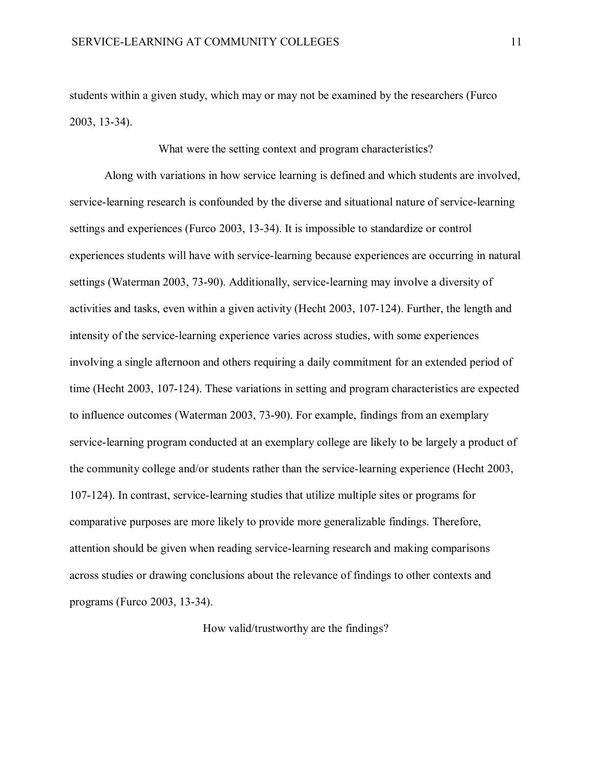students within a given study, which may or may not be examined by the researchers (Furco 2003, 13-34).

## What were the setting context and program characteristics?

Along with variations in how service learning is defined and which students are involved, service-learning research is confounded by the diverse and situational nature of service-learning settings and experiences (Furco 2003, 13-34). It is impossible to standardize or control experiences students will have with service-learning because experiences are occurring in natural settings (Waterman 2003, 73-90). Additionally, service-learning may involve a diversity of activities and tasks, even within a given activity (Hecht 2003, 107-124). Further, the length and intensity of the service-learning experience varies across studies, with some experiences involving a single afternoon and others requiring a daily commitment for an extended period of time (Hecht 2003, 107-124). These variations in setting and program characteristics are expected to influence outcomes (Waterman 2003, 73-90). For example, findings from an exemplary service-learning program conducted at an exemplary college are likely to be largely a product of the community college and/or students rather than the service-learning experience (Hecht 2003, 107-124). In contrast, service-learning studies that utilize multiple sites or programs for comparative purposes are more likely to provide more generalizable findings. Therefore, attention should be given when reading service-learning research and making comparisons across studies or drawing conclusions about the relevance of findings to other contexts and programs (Furco 2003, 13-34).

## How valid/trustworthy are the findings?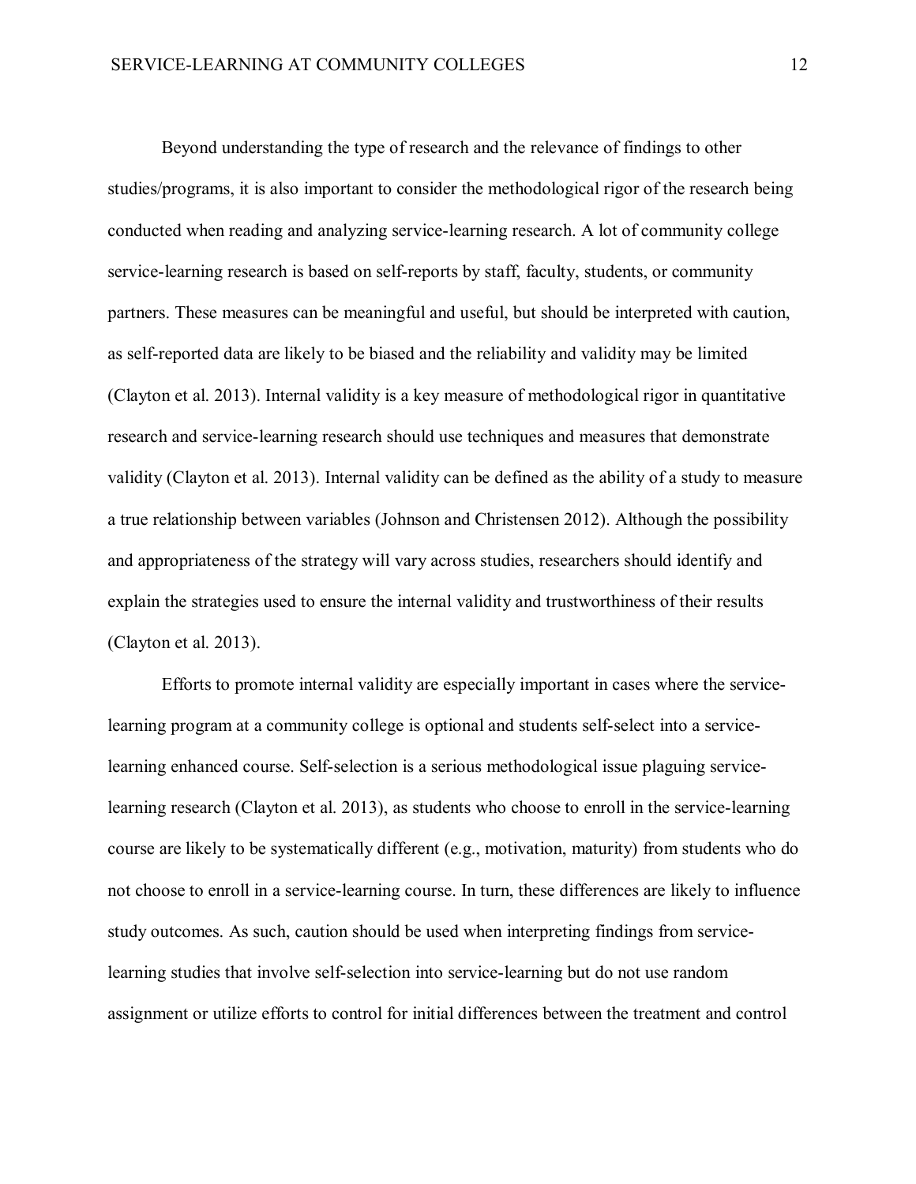Beyond understanding the type of research and the relevance of findings to other studies/programs, it is also important to consider the methodological rigor of the research being conducted when reading and analyzing service-learning research. A lot of community college service-learning research is based on self-reports by staff, faculty, students, or community partners. These measures can be meaningful and useful, but should be interpreted with caution, as self-reported data are likely to be biased and the reliability and validity may be limited (Clayton et al. 2013). Internal validity is a key measure of methodological rigor in quantitative research and service-learning research should use techniques and measures that demonstrate validity (Clayton et al. 2013). Internal validity can be defined as the ability of a study to measure a true relationship between variables (Johnson and Christensen 2012). Although the possibility and appropriateness of the strategy will vary across studies, researchers should identify and explain the strategies used to ensure the internal validity and trustworthiness of their results (Clayton et al. 2013).

Efforts to promote internal validity are especially important in cases where the service-learning program at a community college is optional and students self-select into a service-learning enhanced course. Self-selection is a serious methodological issue plaguing service-learning research (Clayton et al. 2013), as students who choose to enroll in the service-learning course are likely to be systematically different (e.g., motivation, maturity) from students who do not choose to enroll in a service-learning course. In turn, these differences are likely to influence study outcomes. As such, caution should be used when interpreting findings from service-learning studies that involve self-selection into service-learning but do not use random assignment or utilize efforts to control for initial differences between the treatment and control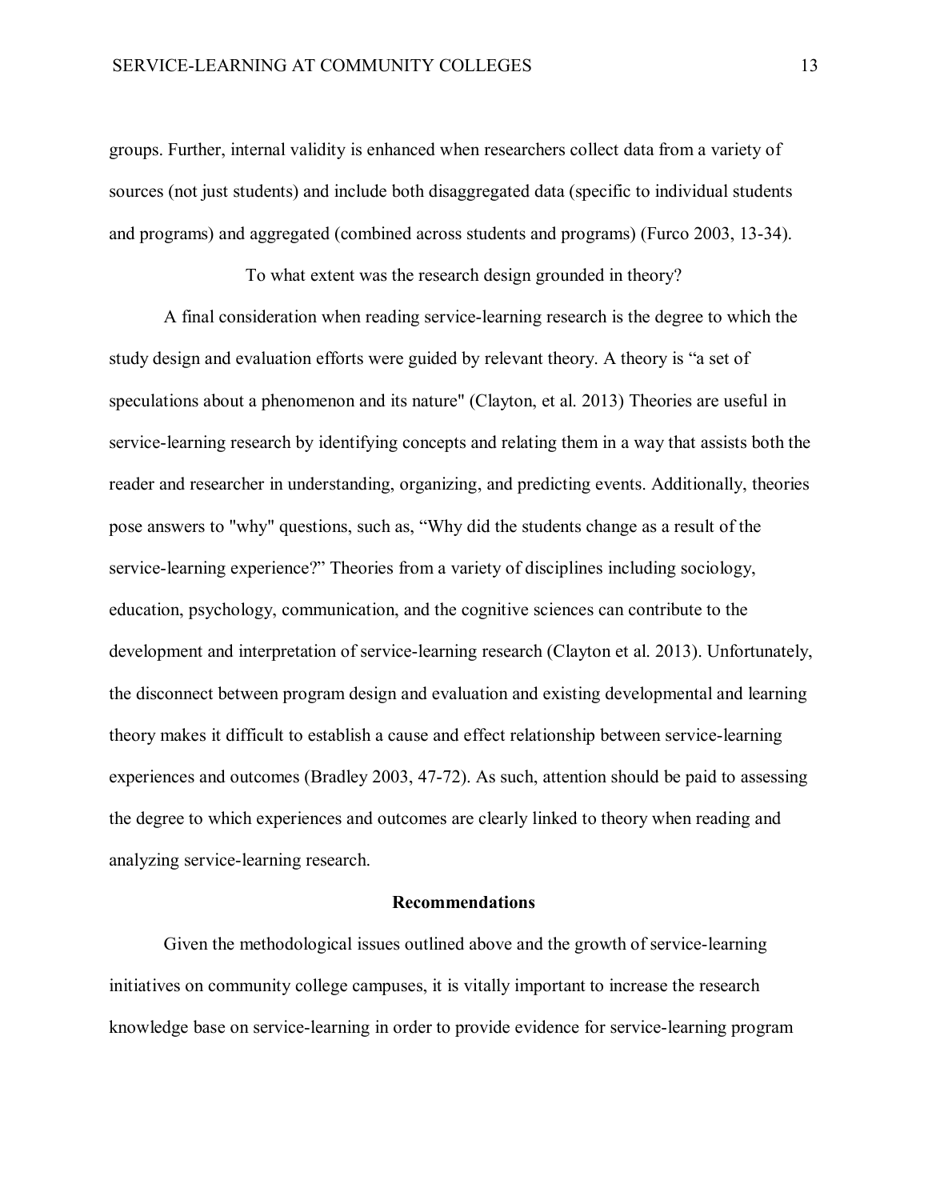groups. Further, internal validity is enhanced when researchers collect data from a variety of sources (not just students) and include both disaggregated data (specific to individual students and programs) and aggregated (combined across students and programs) (Furco 2003, 13-34).

### To what extent was the research design grounded in theory?

A final consideration when reading service-learning research is the degree to which the study design and evaluation efforts were guided by relevant theory. A theory is "a set of speculations about a phenomenon and its nature" (Clayton, et al. 2013) Theories are useful in service-learning research by identifying concepts and relating them in a way that assists both the reader and researcher in understanding, organizing, and predicting events. Additionally, theories pose answers to "why" questions, such as, "Why did the students change as a result of the service-learning experience?" Theories from a variety of disciplines including sociology, education, psychology, communication, and the cognitive sciences can contribute to the development and interpretation of service-learning research (Clayton et al. 2013). Unfortunately, the disconnect between program design and evaluation and existing developmental and learning theory makes it difficult to establish a cause and effect relationship between service-learning experiences and outcomes (Bradley 2003, 47-72). As such, attention should be paid to assessing the degree to which experiences and outcomes are clearly linked to theory when reading and analyzing service-learning research.

## Recommendations

Given the methodological issues outlined above and the growth of service-learning initiatives on community college campuses, it is vitally important to increase the research knowledge base on service-learning in order to provide evidence for service-learning program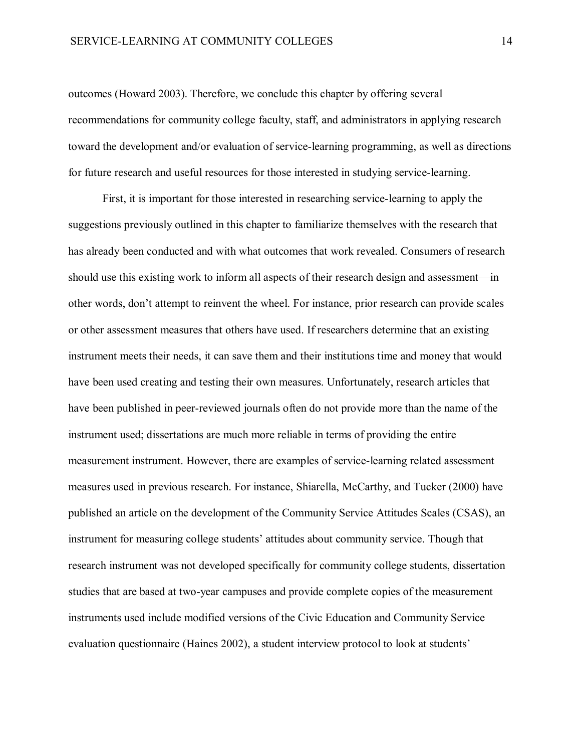outcomes (Howard 2003). Therefore, we conclude this chapter by offering several recommendations for community college faculty, staff, and administrators in applying research toward the development and/or evaluation of service-learning programming, as well as directions for future research and useful resources for those interested in studying service-learning.

First, it is important for those interested in researching service-learning to apply the suggestions previously outlined in this chapter to familiarize themselves with the research that has already been conducted and with what outcomes that work revealed. Consumers of research should use this existing work to inform all aspects of their research design and assessment—in other words, don't attempt to reinvent the wheel. For instance, prior research can provide scales or other assessment measures that others have used. If researchers determine that an existing instrument meets their needs, it can save them and their institutions time and money that would have been used creating and testing their own measures. Unfortunately, research articles that have been published in peer-reviewed journals often do not provide more than the name of the instrument used; dissertations are much more reliable in terms of providing the entire measurement instrument. However, there are examples of service-learning related assessment measures used in previous research. For instance, Shiarella, McCarthy, and Tucker (2000) have published an article on the development of the Community Service Attitudes Scales (CSAS), an instrument for measuring college students' attitudes about community service. Though that research instrument was not developed specifically for community college students, dissertation studies that are based at two-year campuses and provide complete copies of the measurement instruments used include modified versions of the Civic Education and Community Service evaluation questionnaire (Haines 2002), a student interview protocol to look at students'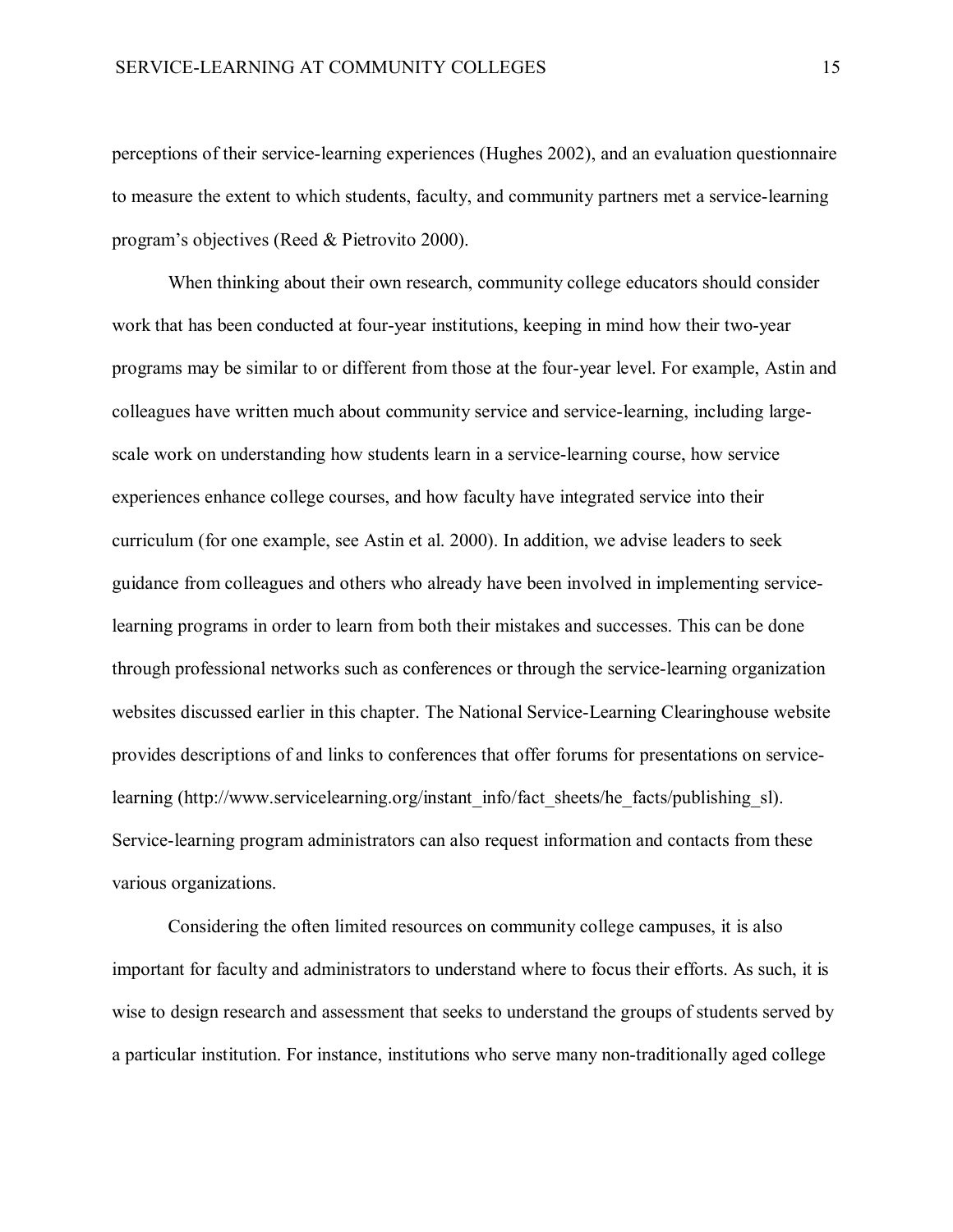perceptions of their service-learning experiences (Hughes 2002), and an evaluation questionnaire to measure the extent to which students, faculty, and community partners met a service-learning program's objectives (Reed & Pietrovito 2000).

When thinking about their own research, community college educators should consider work that has been conducted at four-year institutions, keeping in mind how their two-year programs may be similar to or different from those at the four-year level. For example, Astin and colleagues have written much about community service and service-learning, including large-scale work on understanding how students learn in a service-learning course, how service experiences enhance college courses, and how faculty have integrated service into their curriculum (for one example, see Astin et al. 2000). In addition, we advise leaders to seek guidance from colleagues and others who already have been involved in implementing service-learning programs in order to learn from both their mistakes and successes. This can be done through professional networks such as conferences or through the service-learning organization websites discussed earlier in this chapter. The National Service-Learning Clearinghouse website provides descriptions of and links to conferences that offer forums for presentations on service-learning (http://www.servicelearning.org/instant_info/fact_sheets/he_facts/publishing_sl). Service-learning program administrators can also request information and contacts from these various organizations.

Considering the often limited resources on community college campuses, it is also important for faculty and administrators to understand where to focus their efforts. As such, it is wise to design research and assessment that seeks to understand the groups of students served by a particular institution. For instance, institutions who serve many non-traditionally aged college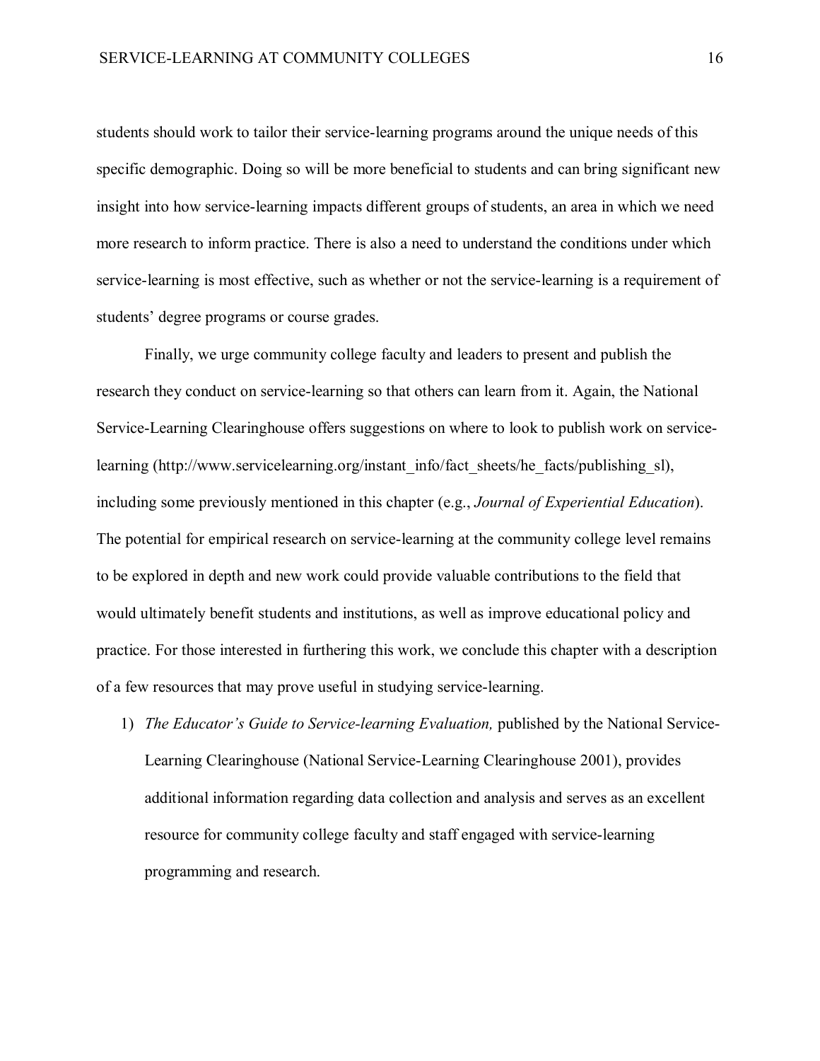students should work to tailor their service-learning programs around the unique needs of this specific demographic. Doing so will be more beneficial to students and can bring significant new insight into how service-learning impacts different groups of students, an area in which we need more research to inform practice. There is also a need to understand the conditions under which service-learning is most effective, such as whether or not the service-learning is a requirement of students' degree programs or course grades.

Finally, we urge community college faculty and leaders to present and publish the research they conduct on service-learning so that others can learn from it. Again, the National Service-Learning Clearinghouse offers suggestions on where to look to publish work on service-learning (http://www.servicelearning.org/instant_info/fact_sheets/he_facts/publishing_sl), including some previously mentioned in this chapter (e.g., *Journal of Experiential Education*). The potential for empirical research on service-learning at the community college level remains to be explored in depth and new work could provide valuable contributions to the field that would ultimately benefit students and institutions, as well as improve educational policy and practice. For those interested in furthering this work, we conclude this chapter with a description of a few resources that may prove useful in studying service-learning.

1) *The Educator's Guide to Service-learning Evaluation,* published by the National Service-Learning Clearinghouse (National Service-Learning Clearinghouse 2001), provides additional information regarding data collection and analysis and serves as an excellent resource for community college faculty and staff engaged with service-learning programming and research.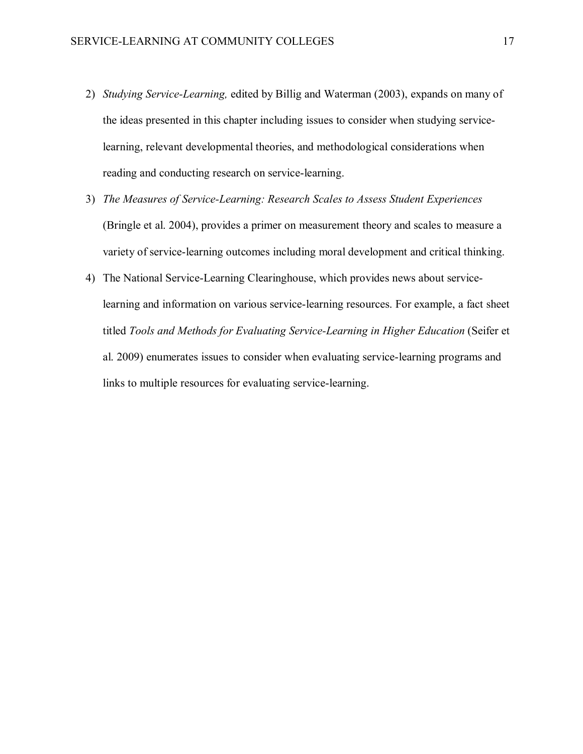2) *Studying Service-Learning,* edited by Billig and Waterman (2003), expands on many of the ideas presented in this chapter including issues to consider when studying service-learning, relevant developmental theories, and methodological considerations when reading and conducting research on service-learning.
3) *The Measures of Service-Learning: Research Scales to Assess Student Experiences* (Bringle et al. 2004), provides a primer on measurement theory and scales to measure a variety of service-learning outcomes including moral development and critical thinking.
4) The National Service-Learning Clearinghouse, which provides news about service-learning and information on various service-learning resources. For example, a fact sheet titled *Tools and Methods for Evaluating Service-Learning in Higher Education* (Seifer et al. 2009) enumerates issues to consider when evaluating service-learning programs and links to multiple resources for evaluating service-learning.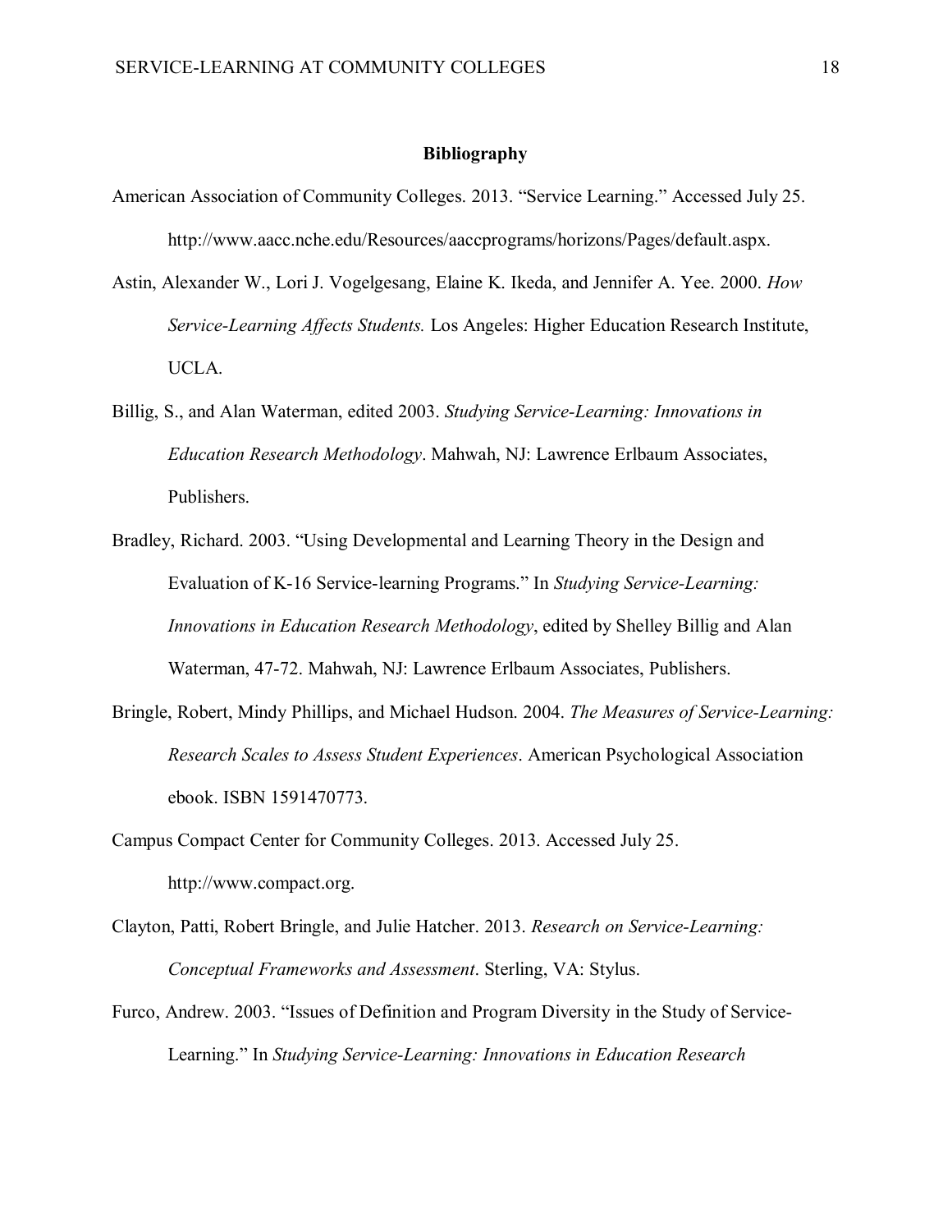**Bibliography**

American Association of Community Colleges. 2013. "Service Learning." Accessed July 25. http://www.aacc.nche.edu/Resources/aaccprograms/horizons/Pages/default.aspx.

Astin, Alexander W., Lori J. Vogelgesang, Elaine K. Ikeda, and Jennifer A. Yee. 2000. *How Service-Learning Affects Students.* Los Angeles: Higher Education Research Institute, UCLA.

Billig, S., and Alan Waterman, edited 2003. *Studying Service-Learning: Innovations in Education Research Methodology*. Mahwah, NJ: Lawrence Erlbaum Associates, Publishers.

Bradley, Richard. 2003. "Using Developmental and Learning Theory in the Design and Evaluation of K-16 Service-learning Programs." In *Studying Service-Learning: Innovations in Education Research Methodology*, edited by Shelley Billig and Alan Waterman, 47-72. Mahwah, NJ: Lawrence Erlbaum Associates, Publishers.

Bringle, Robert, Mindy Phillips, and Michael Hudson. 2004. *The Measures of Service-Learning: Research Scales to Assess Student Experiences*. American Psychological Association ebook. ISBN 1591470773.

Campus Compact Center for Community Colleges. 2013. Accessed July 25. http://www.compact.org.

Clayton, Patti, Robert Bringle, and Julie Hatcher. 2013. *Research on Service-Learning: Conceptual Frameworks and Assessment*. Sterling, VA: Stylus.

Furco, Andrew. 2003. "Issues of Definition and Program Diversity in the Study of Service-Learning." In *Studying Service-Learning: Innovations in Education Research*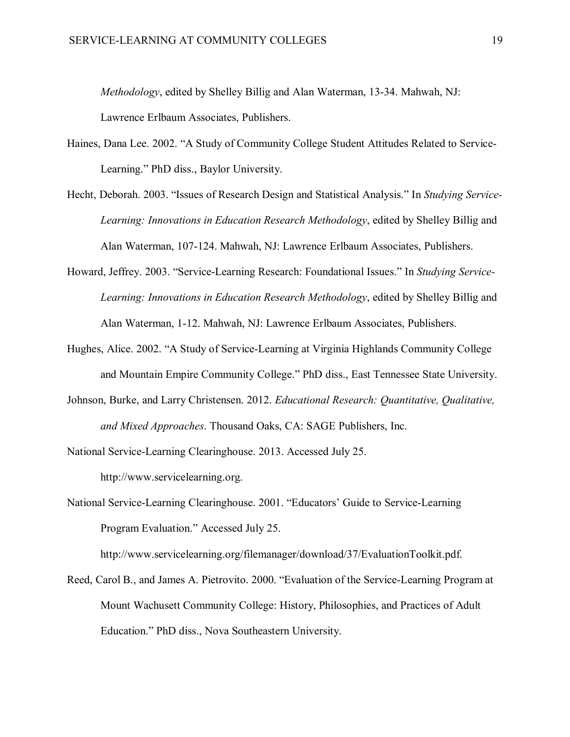*Methodology*, edited by Shelley Billig and Alan Waterman, 13-34. Mahwah, NJ: Lawrence Erlbaum Associates, Publishers.

Haines, Dana Lee. 2002. "A Study of Community College Student Attitudes Related to Service-Learning." PhD diss., Baylor University.

Hecht, Deborah. 2003. "Issues of Research Design and Statistical Analysis." In *Studying Service-Learning: Innovations in Education Research Methodology*, edited by Shelley Billig and Alan Waterman, 107-124. Mahwah, NJ: Lawrence Erlbaum Associates, Publishers.

Howard, Jeffrey. 2003. "Service-Learning Research: Foundational Issues." In *Studying Service-Learning: Innovations in Education Research Methodology*, edited by Shelley Billig and Alan Waterman, 1-12. Mahwah, NJ: Lawrence Erlbaum Associates, Publishers.

Hughes, Alice. 2002. "A Study of Service-Learning at Virginia Highlands Community College and Mountain Empire Community College." PhD diss., East Tennessee State University.

Johnson, Burke, and Larry Christensen. 2012. *Educational Research: Quantitative, Qualitative, and Mixed Approaches*. Thousand Oaks, CA: SAGE Publishers, Inc.

National Service-Learning Clearinghouse. 2013. Accessed July 25. http://www.servicelearning.org.

National Service-Learning Clearinghouse. 2001. "Educators' Guide to Service-Learning Program Evaluation." Accessed July 25. http://www.servicelearning.org/filemanager/download/37/EvaluationToolkit.pdf.

Reed, Carol B., and James A. Pietrovito. 2000. "Evaluation of the Service-Learning Program at Mount Wachusett Community College: History, Philosophies, and Practices of Adult Education." PhD diss., Nova Southeastern University.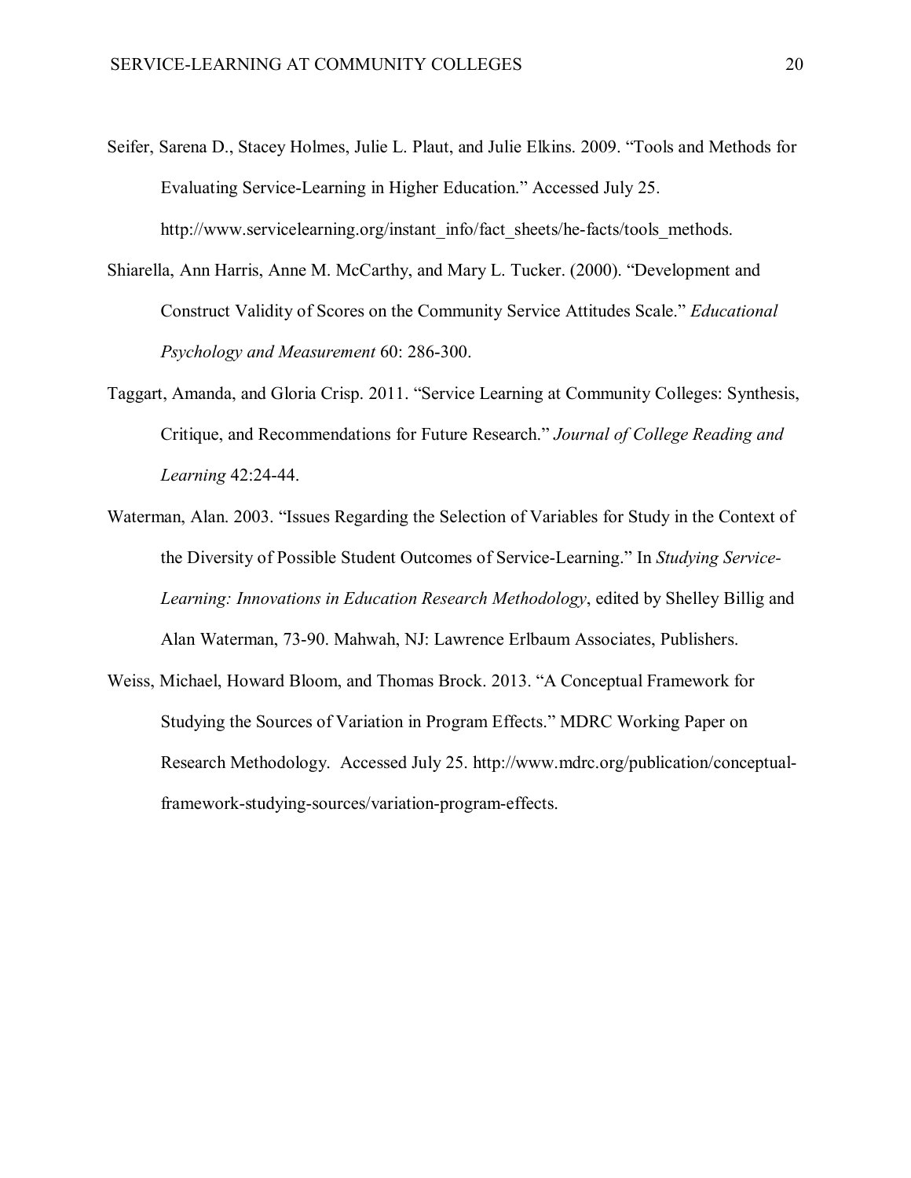Seifer, Sarena D., Stacey Holmes, Julie L. Plaut, and Julie Elkins. 2009. "Tools and Methods for Evaluating Service-Learning in Higher Education." Accessed July 25. http://www.servicelearning.org/instant_info/fact_sheets/he-facts/tools_methods.

Shiarella, Ann Harris, Anne M. McCarthy, and Mary L. Tucker. (2000). "Development and Construct Validity of Scores on the Community Service Attitudes Scale." *Educational Psychology and Measurement* 60: 286-300.

Taggart, Amanda, and Gloria Crisp. 2011. "Service Learning at Community Colleges: Synthesis, Critique, and Recommendations for Future Research." *Journal of College Reading and Learning* 42:24-44.

Waterman, Alan. 2003. "Issues Regarding the Selection of Variables for Study in the Context of the Diversity of Possible Student Outcomes of Service-Learning." In *Studying Service-Learning: Innovations in Education Research Methodology*, edited by Shelley Billig and Alan Waterman, 73-90. Mahwah, NJ: Lawrence Erlbaum Associates, Publishers.

Weiss, Michael, Howard Bloom, and Thomas Brock. 2013. "A Conceptual Framework for Studying the Sources of Variation in Program Effects." MDRC Working Paper on Research Methodology. Accessed July 25. http://www.mdrc.org/publication/conceptual-framework-studying-sources/variation-program-effects.